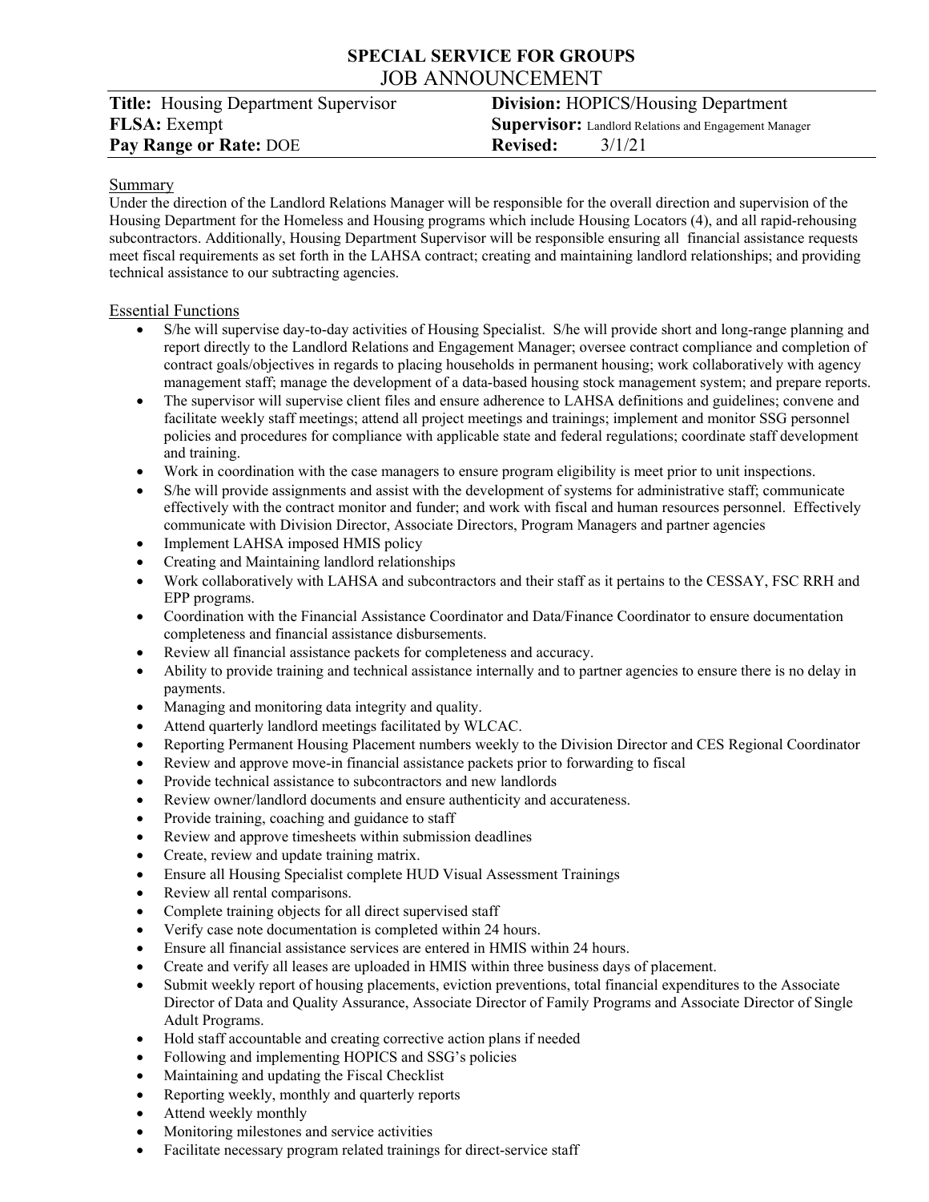# SPECIAL SERVICE FOR GROUPS

## JOB ANNOUNCEMENT

| | |
|---|---|
| **Title:** Housing Department Supervisor | **Division:** HOPICS/Housing Department |
| **FLSA:** Exempt | **Supervisor:** Landlord Relations and Engagement Manager |
| **Pay Range or Rate:** DOE | **Revised:** 3/1/21 |

### Summary

Under the direction of the Landlord Relations Manager will be responsible for the overall direction and supervision of the Housing Department for the Homeless and Housing programs which include Housing Locators (4), and all rapid-rehousing subcontractors. Additionally, Housing Department Supervisor will be responsible ensuring all financial assistance requests meet fiscal requirements as set forth in the LAHSA contract; creating and maintaining landlord relationships; and providing technical assistance to our subtracting agencies.

### Essential Functions

- S/he will supervise day-to-day activities of Housing Specialist. S/he will provide short and long-range planning and report directly to the Landlord Relations and Engagement Manager; oversee contract compliance and completion of contract goals/objectives in regards to placing households in permanent housing; work collaboratively with agency management staff; manage the development of a data-based housing stock management system; and prepare reports.
- The supervisor will supervise client files and ensure adherence to LAHSA definitions and guidelines; convene and facilitate weekly staff meetings; attend all project meetings and trainings; implement and monitor SSG personnel policies and procedures for compliance with applicable state and federal regulations; coordinate staff development and training.
- Work in coordination with the case managers to ensure program eligibility is meet prior to unit inspections.
- S/he will provide assignments and assist with the development of systems for administrative staff; communicate effectively with the contract monitor and funder; and work with fiscal and human resources personnel. Effectively communicate with Division Director, Associate Directors, Program Managers and partner agencies
- Implement LAHSA imposed HMIS policy
- Creating and Maintaining landlord relationships
- Work collaboratively with LAHSA and subcontractors and their staff as it pertains to the CESSAY, FSC RRH and EPP programs.
- Coordination with the Financial Assistance Coordinator and Data/Finance Coordinator to ensure documentation completeness and financial assistance disbursements.
- Review all financial assistance packets for completeness and accuracy.
- Ability to provide training and technical assistance internally and to partner agencies to ensure there is no delay in payments.
- Managing and monitoring data integrity and quality.
- Attend quarterly landlord meetings facilitated by WLCAC.
- Reporting Permanent Housing Placement numbers weekly to the Division Director and CES Regional Coordinator
- Review and approve move-in financial assistance packets prior to forwarding to fiscal
- Provide technical assistance to subcontractors and new landlords
- Review owner/landlord documents and ensure authenticity and accurateness.
- Provide training, coaching and guidance to staff
- Review and approve timesheets within submission deadlines
- Create, review and update training matrix.
- Ensure all Housing Specialist complete HUD Visual Assessment Trainings
- Review all rental comparisons.
- Complete training objects for all direct supervised staff
- Verify case note documentation is completed within 24 hours.
- Ensure all financial assistance services are entered in HMIS within 24 hours.
- Create and verify all leases are uploaded in HMIS within three business days of placement.
- Submit weekly report of housing placements, eviction preventions, total financial expenditures to the Associate Director of Data and Quality Assurance, Associate Director of Family Programs and Associate Director of Single Adult Programs.
- Hold staff accountable and creating corrective action plans if needed
- Following and implementing HOPICS and SSG's policies
- Maintaining and updating the Fiscal Checklist
- Reporting weekly, monthly and quarterly reports
- Attend weekly monthly
- Monitoring milestones and service activities
- Facilitate necessary program related trainings for direct-service staff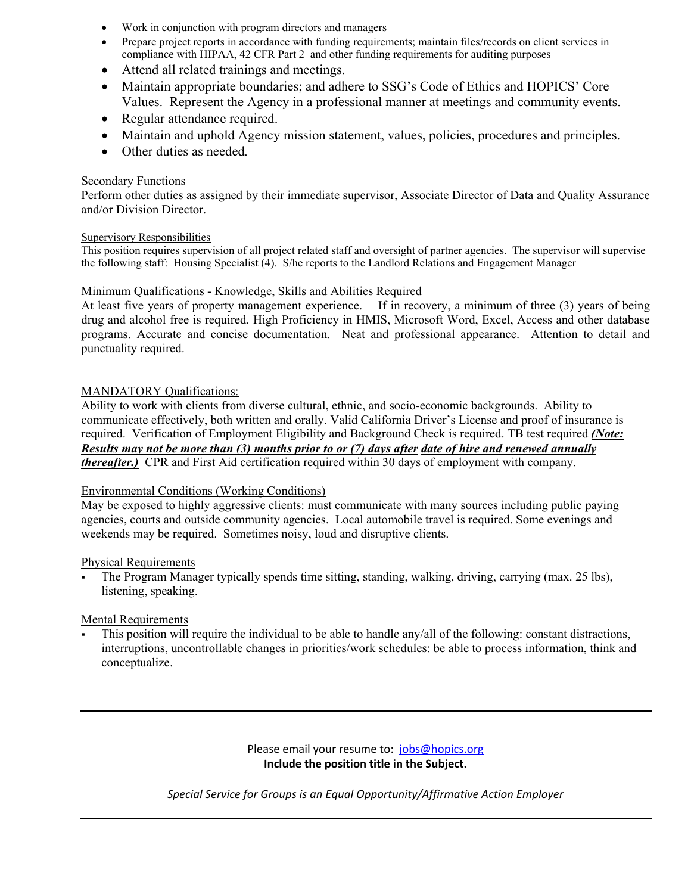- Work in conjunction with program directors and managers
- Prepare project reports in accordance with funding requirements; maintain files/records on client services in compliance with HIPAA, 42 CFR Part 2 and other funding requirements for auditing purposes
- Attend all related trainings and meetings.
- Maintain appropriate boundaries; and adhere to SSG's Code of Ethics and HOPICS' Core Values. Represent the Agency in a professional manner at meetings and community events.
- Regular attendance required.
- Maintain and uphold Agency mission statement, values, policies, procedures and principles.
- Other duties as needed.

Secondary Functions

Perform other duties as assigned by their immediate supervisor, Associate Director of Data and Quality Assurance and/or Division Director.

Supervisory Responsibilities

This position requires supervision of all project related staff and oversight of partner agencies. The supervisor will supervise the following staff: Housing Specialist (4). S/he reports to the Landlord Relations and Engagement Manager

Minimum Qualifications - Knowledge, Skills and Abilities Required

At least five years of property management experience. If in recovery, a minimum of three (3) years of being drug and alcohol free is required. High Proficiency in HMIS, Microsoft Word, Excel, Access and other database programs. Accurate and concise documentation. Neat and professional appearance. Attention to detail and punctuality required.

MANDATORY Qualifications:

Ability to work with clients from diverse cultural, ethnic, and socio-economic backgrounds. Ability to communicate effectively, both written and orally. Valid California Driver's License and proof of insurance is required. Verification of Employment Eligibility and Background Check is required. TB test required ***(Note: Results may not be more than (3) months prior to or (7) days after date of hire and renewed annually thereafter.)*** CPR and First Aid certification required within 30 days of employment with company.

Environmental Conditions (Working Conditions)

May be exposed to highly aggressive clients: must communicate with many sources including public paying agencies, courts and outside community agencies. Local automobile travel is required. Some evenings and weekends may be required. Sometimes noisy, loud and disruptive clients.

Physical Requirements

- The Program Manager typically spends time sitting, standing, walking, driving, carrying (max. 25 lbs), listening, speaking.

Mental Requirements

- This position will require the individual to be able to handle any/all of the following: constant distractions, interruptions, uncontrollable changes in priorities/work schedules: be able to process information, think and conceptualize.

---

Please email your resume to: jobs@hopics.org

**Include the position title in the Subject.**

*Special Service for Groups is an Equal Opportunity/Affirmative Action Employer*